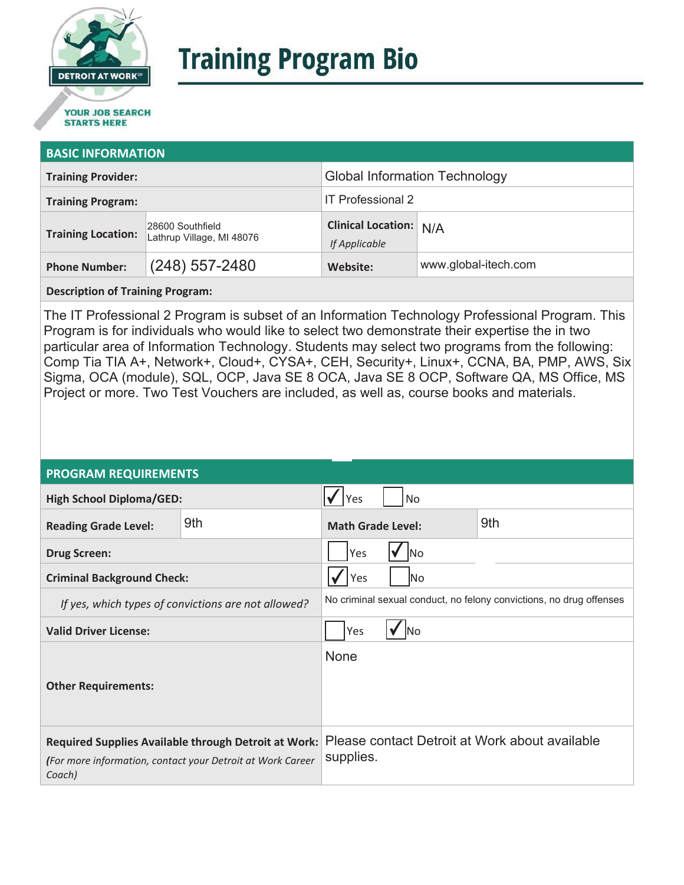DETROIT AT WORK

YOUR JOB SEARCH STARTS HERE

# Training Program Bio

## BASIC INFORMATION

| | | | |
|---|---|---|---|
| **Training Provider:** | | Global Information Technology | |
| **Training Program:** | | IT Professional 2 | |
| **Training Location:** | 28600 Southfield Lathrup Village, MI 48076 | **Clinical Location:** *If Applicable* | N/A |
| **Phone Number:** | (248) 557-2480 | **Website:** | www.global-itech.com |

**Description of Training Program:**

The IT Professional 2 Program is subset of an Information Technology Professional Program. This Program is for individuals who would like to select two demonstrate their expertise the in two particular area of Information Technology. Students may select two programs from the following: Comp Tia TIA A+, Network+, Cloud+, CYSA+, CEH, Security+, Linux+, CCNA, BA, PMP, AWS, Six Sigma, OCA (module), SQL, OCP, Java SE 8 OCA, Java SE 8 OCP, Software QA, MS Office, MS Project or more. Two Test Vouchers are included, as well as, course books and materials.

## PROGRAM REQUIREMENTS

| | | | |
|---|---|---|---|
| **High School Diploma/GED:** | | ☑ Yes ☐ No | |
| **Reading Grade Level:** | 9th | **Math Grade Level:** | 9th |
| **Drug Screen:** | | ☐ Yes ☑ No | |
| **Criminal Background Check:** | | ☑ Yes ☐ No | |
| *If yes, which types of convictions are not allowed?* | | No criminal sexual conduct, no felony convictions, no drug offenses | |
| **Valid Driver License:** | | ☐ Yes ☑ No | |
| **Other Requirements:** | | None | |
| **Required Supplies Available through Detroit at Work:** *(For more information, contact your Detroit at Work Career Coach)* | | Please contact Detroit at Work about available supplies. | |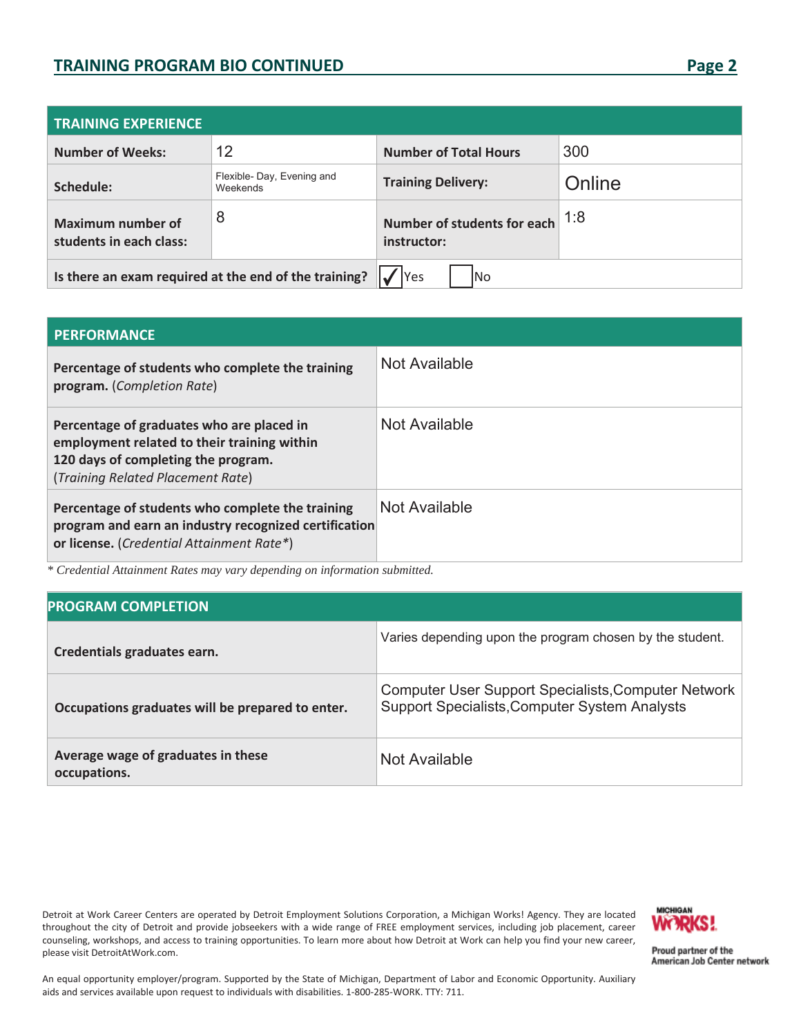## TRAINING PROGRAM BIO CONTINUED

| TRAINING EXPERIENCE | | | |
|---|---|---|---|
| **Number of Weeks:** | 12 | **Number of Total Hours** | 300 |
| **Schedule:** | Flexible- Day, Evening and Weekends | **Training Delivery:** | Online |
| **Maximum number of students in each class:** | 8 | **Number of students for each instructor:** | 1:8 |
| **Is there an exam required at the end of the training?** | ☑ Yes ☐ No | | |

| PERFORMANCE | |
|---|---|
| **Percentage of students who complete the training program.** (*Completion Rate*) | Not Available |
| **Percentage of graduates who are placed in employment related to their training within 120 days of completing the program.** (*Training Related Placement Rate*) | Not Available |
| **Percentage of students who complete the training program and earn an industry recognized certification or license.** (*Credential Attainment Rate**) | Not Available |

*\* Credential Attainment Rates may vary depending on information submitted.*

| PROGRAM COMPLETION | |
|---|---|
| **Credentials graduates earn.** | Varies depending upon the program chosen by the student. |
| **Occupations graduates will be prepared to enter.** | Computer User Support Specialists,Computer Network Support Specialists,Computer System Analysts |
| **Average wage of graduates in these occupations.** | Not Available |

Detroit at Work Career Centers are operated by Detroit Employment Solutions Corporation, a Michigan Works! Agency. They are located throughout the city of Detroit and provide jobseekers with a wide range of FREE employment services, including job placement, career counseling, workshops, and access to training opportunities. To learn more about how Detroit at Work can help you find your new career, please visit DetroitAtWork.com.

MICHIGAN WORKS! Proud partner of the American Job Center network

An equal opportunity employer/program. Supported by the State of Michigan, Department of Labor and Economic Opportunity. Auxiliary aids and services available upon request to individuals with disabilities. 1-800-285-WORK. TTY: 711.